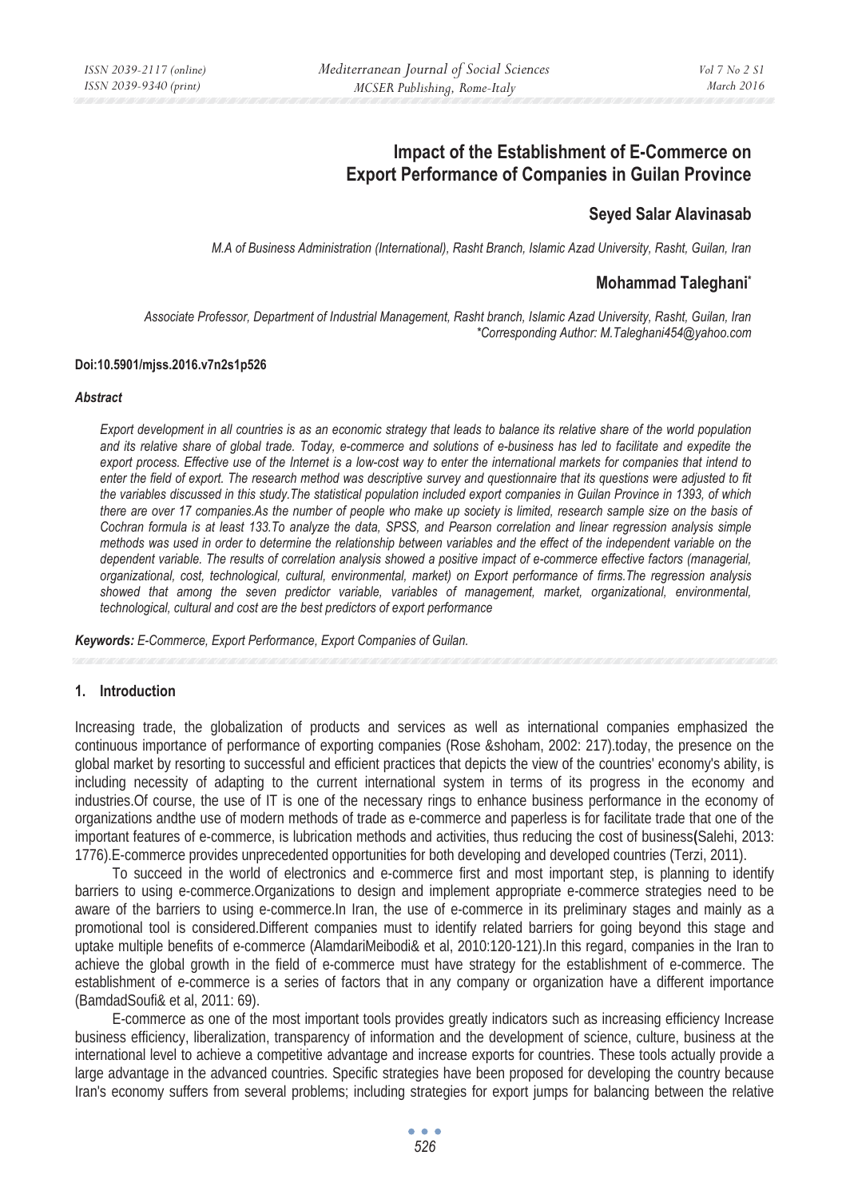# Impact of the Establishment of E-Commerce on Export Performance of Companies in Guilan Province

## Seyed Salar Alavinasab

*M.A of Business Administration (International), Rasht Branch, Islamic Azad University, Rasht, Guilan, Iran*

## Mohammad Taleghani*

*Associate Professor, Department of Industrial Management, Rasht branch, Islamic Azad University, Rasht, Guilan, Iran*
*\*Corresponding Author: M.Taleghani454@yahoo.com*

**Doi:10.5901/mjss.2016.v7n2s1p526**

***Abstract***

*Export development in all countries is as an economic strategy that leads to balance its relative share of the world population and its relative share of global trade. Today, e-commerce and solutions of e-business has led to facilitate and expedite the export process. Effective use of the Internet is a low-cost way to enter the international markets for companies that intend to enter the field of export. The research method was descriptive survey and questionnaire that its questions were adjusted to fit the variables discussed in this study.The statistical population included export companies in Guilan Province in 1393, of which there are over 17 companies.As the number of people who make up society is limited, research sample size on the basis of Cochran formula is at least 133.To analyze the data, SPSS, and Pearson correlation and linear regression analysis simple methods was used in order to determine the relationship between variables and the effect of the independent variable on the dependent variable. The results of correlation analysis showed a positive impact of e-commerce effective factors (managerial, organizational, cost, technological, cultural, environmental, market) on Export performance of firms.The regression analysis showed that among the seven predictor variable, variables of management, market, organizational, environmental, technological, cultural and cost are the best predictors of export performance*

***Keywords:** E-Commerce, Export Performance, Export Companies of Guilan.*

## 1. Introduction

Increasing trade, the globalization of products and services as well as international companies emphasized the continuous importance of performance of exporting companies (Rose &shoham, 2002: 217).today, the presence on the global market by resorting to successful and efficient practices that depicts the view of the countries' economy's ability, is including necessity of adapting to the current international system in terms of its progress in the economy and industries.Of course, the use of IT is one of the necessary rings to enhance business performance in the economy of organizations andthe use of modern methods of trade as e-commerce and paperless is for facilitate trade that one of the important features of e-commerce, is lubrication methods and activities, thus reducing the cost of business**(**Salehi, 2013: 1776).E-commerce provides unprecedented opportunities for both developing and developed countries (Terzi, 2011).

To succeed in the world of electronics and e-commerce first and most important step, is planning to identify barriers to using e-commerce.Organizations to design and implement appropriate e-commerce strategies need to be aware of the barriers to using e-commerce.In Iran, the use of e-commerce in its preliminary stages and mainly as a promotional tool is considered.Different companies must to identify related barriers for going beyond this stage and uptake multiple benefits of e-commerce (AlamdariMeibodi& et al, 2010:120-121).In this regard, companies in the Iran to achieve the global growth in the field of e-commerce must have strategy for the establishment of e-commerce. The establishment of e-commerce is a series of factors that in any company or organization have a different importance (BamdadSoufi& et al, 2011: 69).

E-commerce as one of the most important tools provides greatly indicators such as increasing efficiency Increase business efficiency, liberalization, transparency of information and the development of science, culture, business at the international level to achieve a competitive advantage and increase exports for countries. These tools actually provide a large advantage in the advanced countries. Specific strategies have been proposed for developing the country because Iran's economy suffers from several problems; including strategies for export jumps for balancing between the relative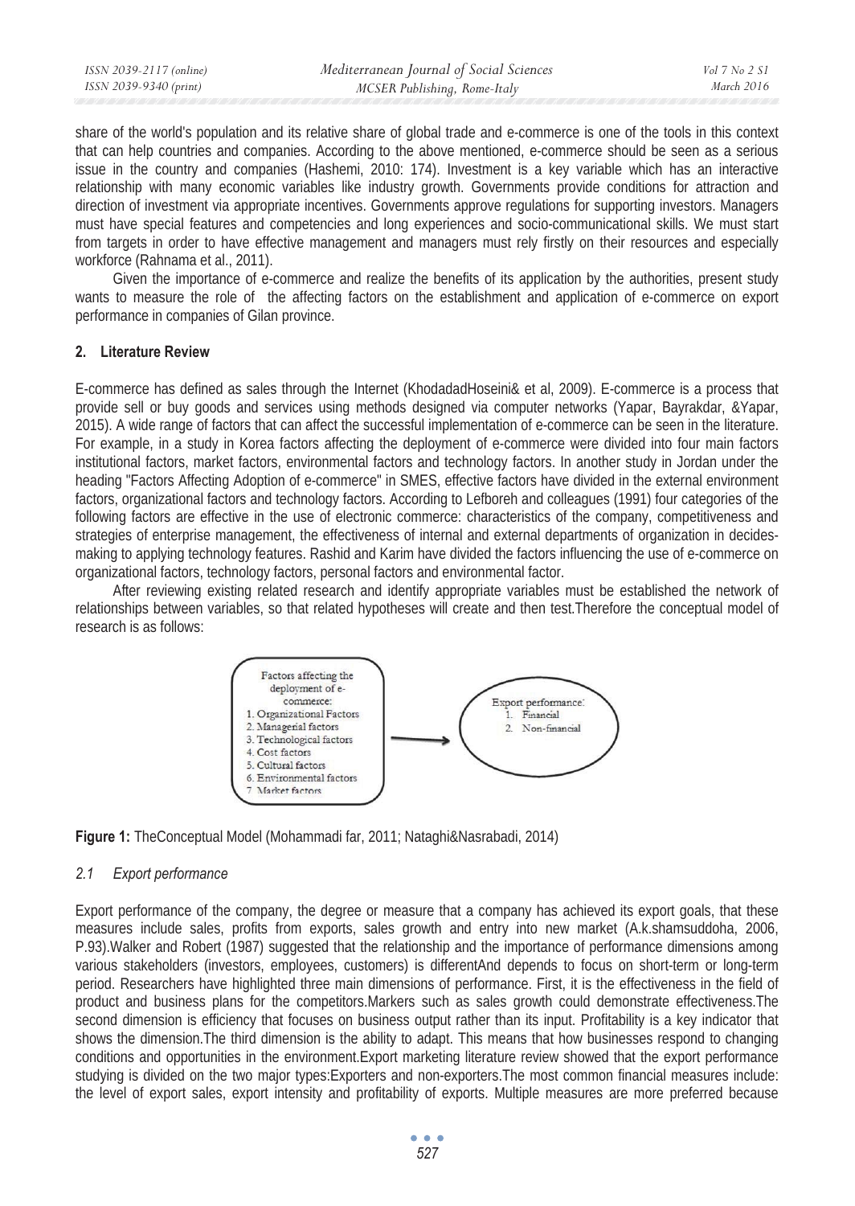share of the world's population and its relative share of global trade and e-commerce is one of the tools in this context that can help countries and companies. According to the above mentioned, e-commerce should be seen as a serious issue in the country and companies (Hashemi, 2010: 174). Investment is a key variable which has an interactive relationship with many economic variables like industry growth. Governments provide conditions for attraction and direction of investment via appropriate incentives. Governments approve regulations for supporting investors. Managers must have special features and competencies and long experiences and socio-communicational skills. We must start from targets in order to have effective management and managers must rely firstly on their resources and especially workforce (Rahnama et al., 2011).

Given the importance of e-commerce and realize the benefits of its application by the authorities, present study wants to measure the role of the affecting factors on the establishment and application of e-commerce on export performance in companies of Gilan province.

## 2. Literature Review

E-commerce has defined as sales through the Internet (KhodadadHoseini& et al, 2009). E-commerce is a process that provide sell or buy goods and services using methods designed via computer networks (Yapar, Bayrakdar, &Yapar, 2015). A wide range of factors that can affect the successful implementation of e-commerce can be seen in the literature. For example, in a study in Korea factors affecting the deployment of e-commerce were divided into four main factors institutional factors, market factors, environmental factors and technology factors. In another study in Jordan under the heading "Factors Affecting Adoption of e-commerce" in SMES, effective factors have divided in the external environment factors, organizational factors and technology factors. According to Lefboreh and colleagues (1991) four categories of the following factors are effective in the use of electronic commerce: characteristics of the company, competitiveness and strategies of enterprise management, the effectiveness of internal and external departments of organization in decides-making to applying technology features. Rashid and Karim have divided the factors influencing the use of e-commerce on organizational factors, technology factors, personal factors and environmental factor.

After reviewing existing related research and identify appropriate variables must be established the network of relationships between variables, so that related hypotheses will create and then test.Therefore the conceptual model of research is as follows:

Factors affecting the deployment of e-commerce:
1. Organizational Factors
2. Managerial factors
3. Technological factors
4. Cost factors
5. Cultural factors
6. Environmental factors
7. Market factors

→

Export performance:
1. Financial
2. Non-financial

**Figure 1:** TheConceptual Model (Mohammadi far, 2011; Nataghi&Nasrabadi, 2014)

### *2.1 Export performance*

Export performance of the company, the degree or measure that a company has achieved its export goals, that these measures include sales, profits from exports, sales growth and entry into new market (A.k.shamsuddoha, 2006, P.93).Walker and Robert (1987) suggested that the relationship and the importance of performance dimensions among various stakeholders (investors, employees, customers) is differentAnd depends to focus on short-term or long-term period. Researchers have highlighted three main dimensions of performance. First, it is the effectiveness in the field of product and business plans for the competitors.Markers such as sales growth could demonstrate effectiveness.The second dimension is efficiency that focuses on business output rather than its input. Profitability is a key indicator that shows the dimension.The third dimension is the ability to adapt. This means that how businesses respond to changing conditions and opportunities in the environment.Export marketing literature review showed that the export performance studying is divided on the two major types:Exporters and non-exporters.The most common financial measures include: the level of export sales, export intensity and profitability of exports. Multiple measures are more preferred because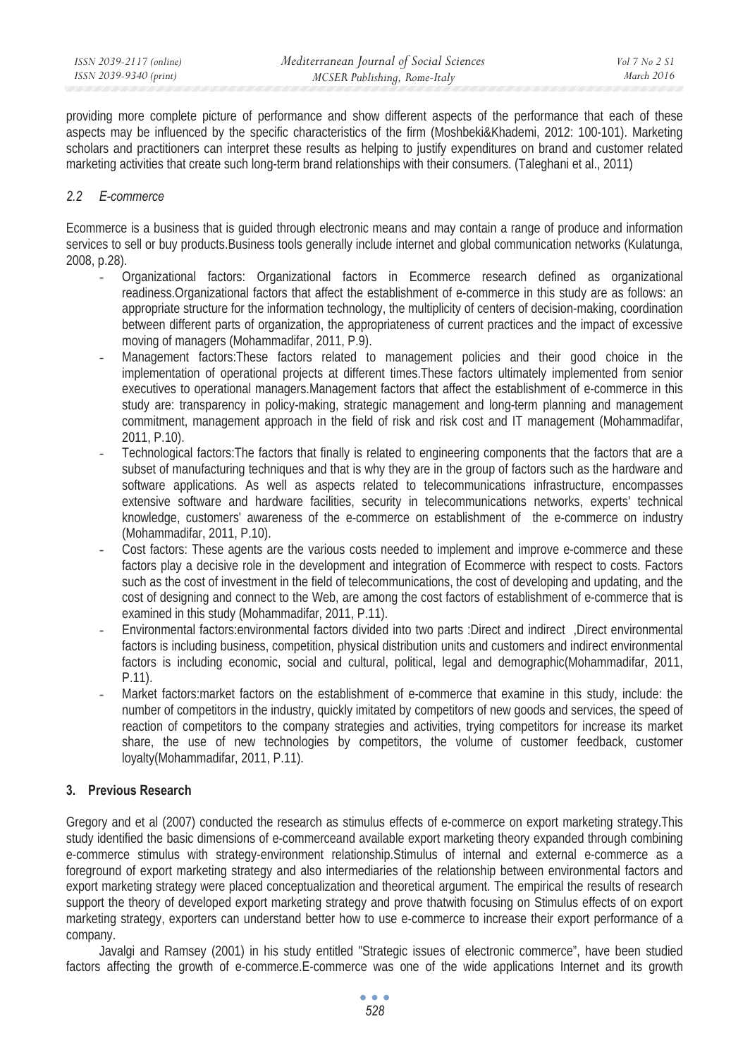providing more complete picture of performance and show different aspects of the performance that each of these aspects may be influenced by the specific characteristics of the firm (Moshbeki&Khademi, 2012: 100-101). Marketing scholars and practitioners can interpret these results as helping to justify expenditures on brand and customer related marketing activities that create such long-term brand relationships with their consumers. (Taleghani et al., 2011)

### *2.2 E-commerce*

Ecommerce is a business that is guided through electronic means and may contain a range of produce and information services to sell or buy products.Business tools generally include internet and global communication networks (Kulatunga, 2008, p.28).

- Organizational factors: Organizational factors in Ecommerce research defined as organizational readiness.Organizational factors that affect the establishment of e-commerce in this study are as follows: an appropriate structure for the information technology, the multiplicity of centers of decision-making, coordination between different parts of organization, the appropriateness of current practices and the impact of excessive moving of managers (Mohammadifar, 2011, P.9).
- Management factors:These factors related to management policies and their good choice in the implementation of operational projects at different times.These factors ultimately implemented from senior executives to operational managers.Management factors that affect the establishment of e-commerce in this study are: transparency in policy-making, strategic management and long-term planning and management commitment, management approach in the field of risk and risk cost and IT management (Mohammadifar, 2011, P.10).
- Technological factors:The factors that finally is related to engineering components that the factors that are a subset of manufacturing techniques and that is why they are in the group of factors such as the hardware and software applications. As well as aspects related to telecommunications infrastructure, encompasses extensive software and hardware facilities, security in telecommunications networks, experts' technical knowledge, customers' awareness of the e-commerce on establishment of the e-commerce on industry (Mohammadifar, 2011, P.10).
- Cost factors: These agents are the various costs needed to implement and improve e-commerce and these factors play a decisive role in the development and integration of Ecommerce with respect to costs. Factors such as the cost of investment in the field of telecommunications, the cost of developing and updating, and the cost of designing and connect to the Web, are among the cost factors of establishment of e-commerce that is examined in this study (Mohammadifar, 2011, P.11).
- Environmental factors:environmental factors divided into two parts :Direct and indirect ,Direct environmental factors is including business, competition, physical distribution units and customers and indirect environmental factors is including economic, social and cultural, political, legal and demographic(Mohammadifar, 2011, P.11).
- Market factors:market factors on the establishment of e-commerce that examine in this study, include: the number of competitors in the industry, quickly imitated by competitors of new goods and services, the speed of reaction of competitors to the company strategies and activities, trying competitors for increase its market share, the use of new technologies by competitors, the volume of customer feedback, customer loyalty(Mohammadifar, 2011, P.11).

## 3. Previous Research

Gregory and et al (2007) conducted the research as stimulus effects of e-commerce on export marketing strategy.This study identified the basic dimensions of e-commerceand available export marketing theory expanded through combining e-commerce stimulus with strategy-environment relationship.Stimulus of internal and external e-commerce as a foreground of export marketing strategy and also intermediaries of the relationship between environmental factors and export marketing strategy were placed conceptualization and theoretical argument. The empirical the results of research support the theory of developed export marketing strategy and prove thatwith focusing on Stimulus effects of on export marketing strategy, exporters can understand better how to use e-commerce to increase their export performance of a company.

Javalgi and Ramsey (2001) in his study entitled "Strategic issues of electronic commerce", have been studied factors affecting the growth of e-commerce.E-commerce was one of the wide applications Internet and its growth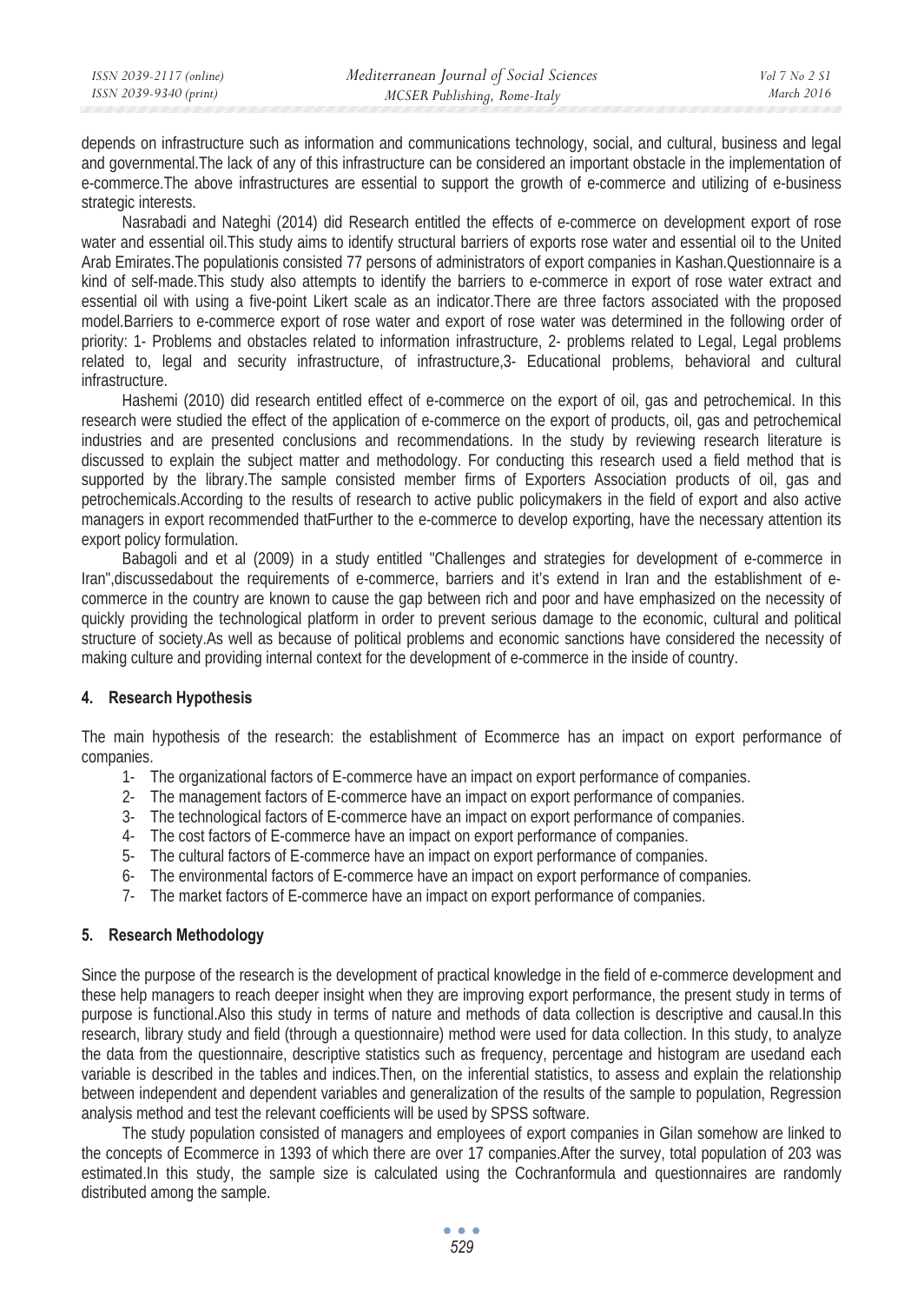depends on infrastructure such as information and communications technology, social, and cultural, business and legal and governmental.The lack of any of this infrastructure can be considered an important obstacle in the implementation of e-commerce.The above infrastructures are essential to support the growth of e-commerce and utilizing of e-business strategic interests.

Nasrabadi and Nateghi (2014) did Research entitled the effects of e-commerce on development export of rose water and essential oil.This study aims to identify structural barriers of exports rose water and essential oil to the United Arab Emirates.The populationis consisted 77 persons of administrators of export companies in Kashan.Questionnaire is a kind of self-made.This study also attempts to identify the barriers to e-commerce in export of rose water extract and essential oil with using a five-point Likert scale as an indicator.There are three factors associated with the proposed model.Barriers to e-commerce export of rose water and export of rose water was determined in the following order of priority: 1- Problems and obstacles related to information infrastructure, 2- problems related to Legal, Legal problems related to, legal and security infrastructure, of infrastructure,3- Educational problems, behavioral and cultural infrastructure.

Hashemi (2010) did research entitled effect of e-commerce on the export of oil, gas and petrochemical. In this research were studied the effect of the application of e-commerce on the export of products, oil, gas and petrochemical industries and are presented conclusions and recommendations. In the study by reviewing research literature is discussed to explain the subject matter and methodology. For conducting this research used a field method that is supported by the library.The sample consisted member firms of Exporters Association products of oil, gas and petrochemicals.According to the results of research to active public policymakers in the field of export and also active managers in export recommended thatFurther to the e-commerce to develop exporting, have the necessary attention its export policy formulation.

Babagoli and et al (2009) in a study entitled "Challenges and strategies for development of e-commerce in Iran",discussedabout the requirements of e-commerce, barriers and it's extend in Iran and the establishment of e-commerce in the country are known to cause the gap between rich and poor and have emphasized on the necessity of quickly providing the technological platform in order to prevent serious damage to the economic, cultural and political structure of society.As well as because of political problems and economic sanctions have considered the necessity of making culture and providing internal context for the development of e-commerce in the inside of country.

## 4. Research Hypothesis

The main hypothesis of the research: the establishment of Ecommerce has an impact on export performance of companies.

1- The organizational factors of E-commerce have an impact on export performance of companies.
2- The management factors of E-commerce have an impact on export performance of companies.
3- The technological factors of E-commerce have an impact on export performance of companies.
4- The cost factors of E-commerce have an impact on export performance of companies.
5- The cultural factors of E-commerce have an impact on export performance of companies.
6- The environmental factors of E-commerce have an impact on export performance of companies.
7- The market factors of E-commerce have an impact on export performance of companies.

## 5. Research Methodology

Since the purpose of the research is the development of practical knowledge in the field of e-commerce development and these help managers to reach deeper insight when they are improving export performance, the present study in terms of purpose is functional.Also this study in terms of nature and methods of data collection is descriptive and causal.In this research, library study and field (through a questionnaire) method were used for data collection. In this study, to analyze the data from the questionnaire, descriptive statistics such as frequency, percentage and histogram are usedand each variable is described in the tables and indices.Then, on the inferential statistics, to assess and explain the relationship between independent and dependent variables and generalization of the results of the sample to population, Regression analysis method and test the relevant coefficients will be used by SPSS software.

The study population consisted of managers and employees of export companies in Gilan somehow are linked to the concepts of Ecommerce in 1393 of which there are over 17 companies.After the survey, total population of 203 was estimated.In this study, the sample size is calculated using the Cochranformula and questionnaires are randomly distributed among the sample.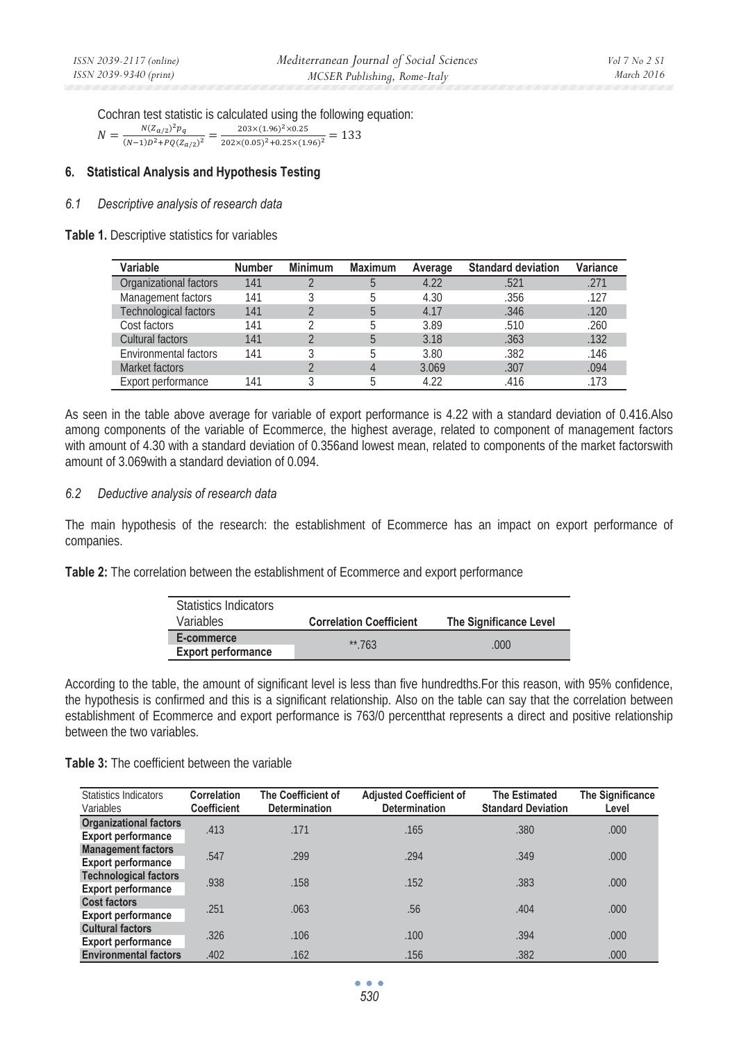Cochran test statistic is calculated using the following equation:

$$N = \frac{N(Z_{\alpha/2})^2 p_q}{(N-1)D^2 + PQ(Z_{\alpha/2})^2} = \frac{203 \times (1.96)^2 \times 0.25}{202 \times (0.05)^2 + 0.25 \times (1.96)^2} = 133$$

## 6. Statistical Analysis and Hypothesis Testing

### *6.1 Descriptive analysis of research data*

**Table 1.** Descriptive statistics for variables

| Variable | Number | Minimum | Maximum | Average | Standard deviation | Variance |
|---|---|---|---|---|---|---|
| Organizational factors | 141 | 2 | 5 | 4.22 | .521 | .271 |
| Management factors | 141 | 3 | 5 | 4.30 | .356 | .127 |
| Technological factors | 141 | 2 | 5 | 4.17 | .346 | .120 |
| Cost factors | 141 | 2 | 5 | 3.89 | .510 | .260 |
| Cultural factors | 141 | 2 | 5 | 3.18 | .363 | .132 |
| Environmental factors | 141 | 3 | 5 | 3.80 | .382 | .146 |
| Market factors | | 2 | 4 | 3.069 | .307 | .094 |
| Export performance | 141 | 3 | 5 | 4.22 | .416 | .173 |

As seen in the table above average for variable of export performance is 4.22 with a standard deviation of 0.416.Also among components of the variable of Ecommerce, the highest average, related to component of management factors with amount of 4.30 with a standard deviation of 0.356and lowest mean, related to components of the market factorswith amount of 3.069with a standard deviation of 0.094.

### *6.2 Deductive analysis of research data*

The main hypothesis of the research: the establishment of Ecommerce has an impact on export performance of companies.

**Table 2:** The correlation between the establishment of Ecommerce and export performance

| Statistics Indicators Variables | Correlation Coefficient | The Significance Level |
|---|---|---|
| **E-commerce** / **Export performance** | **.763 | .000 |

According to the table, the amount of significant level is less than five hundredths.For this reason, with 95% confidence, the hypothesis is confirmed and this is a significant relationship. Also on the table can say that the correlation between establishment of Ecommerce and export performance is 763/0 percentthat represents a direct and positive relationship between the two variables.

**Table 3:** The coefficient between the variable

| Statistics Indicators Variables | Correlation Coefficient | The Coefficient of Determination | Adjusted Coefficient of Determination | The Estimated Standard Deviation | The Significance Level |
|---|---|---|---|---|---|
| **Organizational factors** / **Export performance** | .413 | .171 | .165 | .380 | .000 |
| **Management factors** / **Export performance** | .547 | .299 | .294 | .349 | .000 |
| **Technological factors** / **Export performance** | .938 | .158 | .152 | .383 | .000 |
| **Cost factors** / **Export performance** | .251 | .063 | .56 | .404 | .000 |
| **Cultural factors** / **Export performance** | .326 | .106 | .100 | .394 | .000 |
| **Environmental factors** | .402 | .162 | .156 | .382 | .000 |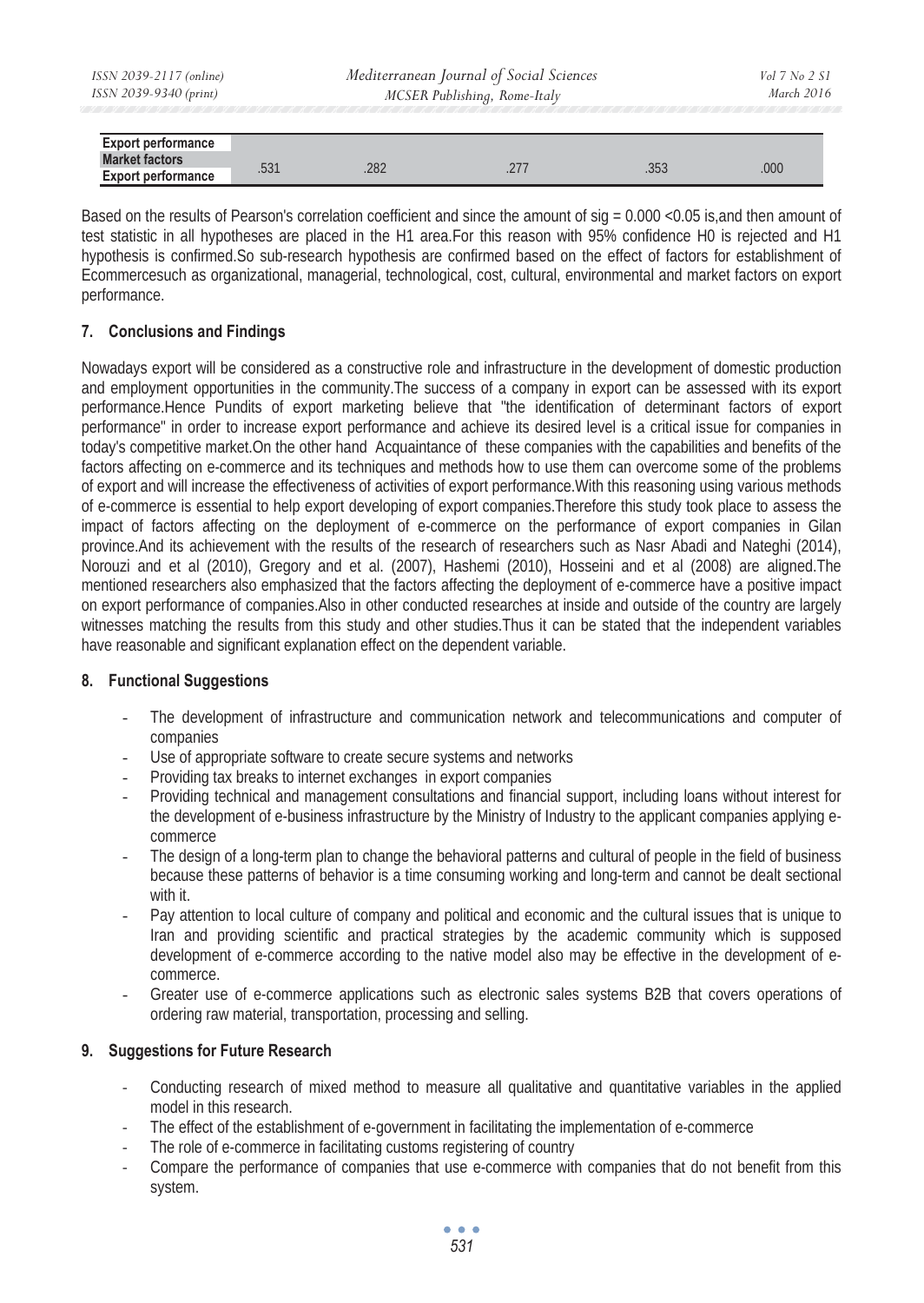| Export performance | | | | | |
|---|---|---|---|---|---|
| Market factors<br>Export performance | .531 | .282 | .277 | .353 | .000 |

Based on the results of Pearson's correlation coefficient and since the amount of sig = 0.000 <0.05 is,and then amount of test statistic in all hypotheses are placed in the H1 area.For this reason with 95% confidence H0 is rejected and H1 hypothesis is confirmed.So sub-research hypothesis are confirmed based on the effect of factors for establishment of Ecommercesuch as organizational, managerial, technological, cost, cultural, environmental and market factors on export performance.

## 7. Conclusions and Findings

Nowadays export will be considered as a constructive role and infrastructure in the development of domestic production and employment opportunities in the community.The success of a company in export can be assessed with its export performance.Hence Pundits of export marketing believe that "the identification of determinant factors of export performance" in order to increase export performance and achieve its desired level is a critical issue for companies in today's competitive market.On the other hand Acquaintance of these companies with the capabilities and benefits of the factors affecting on e-commerce and its techniques and methods how to use them can overcome some of the problems of export and will increase the effectiveness of activities of export performance.With this reasoning using various methods of e-commerce is essential to help export developing of export companies.Therefore this study took place to assess the impact of factors affecting on the deployment of e-commerce on the performance of export companies in Gilan province.And its achievement with the results of the research of researchers such as Nasr Abadi and Nateghi (2014), Norouzi and et al (2010), Gregory and et al. (2007), Hashemi (2010), Hosseini and et al (2008) are aligned.The mentioned researchers also emphasized that the factors affecting the deployment of e-commerce have a positive impact on export performance of companies.Also in other conducted researches at inside and outside of the country are largely witnesses matching the results from this study and other studies.Thus it can be stated that the independent variables have reasonable and significant explanation effect on the dependent variable.

## 8. Functional Suggestions

- The development of infrastructure and communication network and telecommunications and computer of companies
- Use of appropriate software to create secure systems and networks
- Providing tax breaks to internet exchanges in export companies
- Providing technical and management consultations and financial support, including loans without interest for the development of e-business infrastructure by the Ministry of Industry to the applicant companies applying e-commerce
- The design of a long-term plan to change the behavioral patterns and cultural of people in the field of business because these patterns of behavior is a time consuming working and long-term and cannot be dealt sectional with it.
- Pay attention to local culture of company and political and economic and the cultural issues that is unique to Iran and providing scientific and practical strategies by the academic community which is supposed development of e-commerce according to the native model also may be effective in the development of e-commerce.
- Greater use of e-commerce applications such as electronic sales systems B2B that covers operations of ordering raw material, transportation, processing and selling.

## 9. Suggestions for Future Research

- Conducting research of mixed method to measure all qualitative and quantitative variables in the applied model in this research.
- The effect of the establishment of e-government in facilitating the implementation of e-commerce
- The role of e-commerce in facilitating customs registering of country
- Compare the performance of companies that use e-commerce with companies that do not benefit from this system.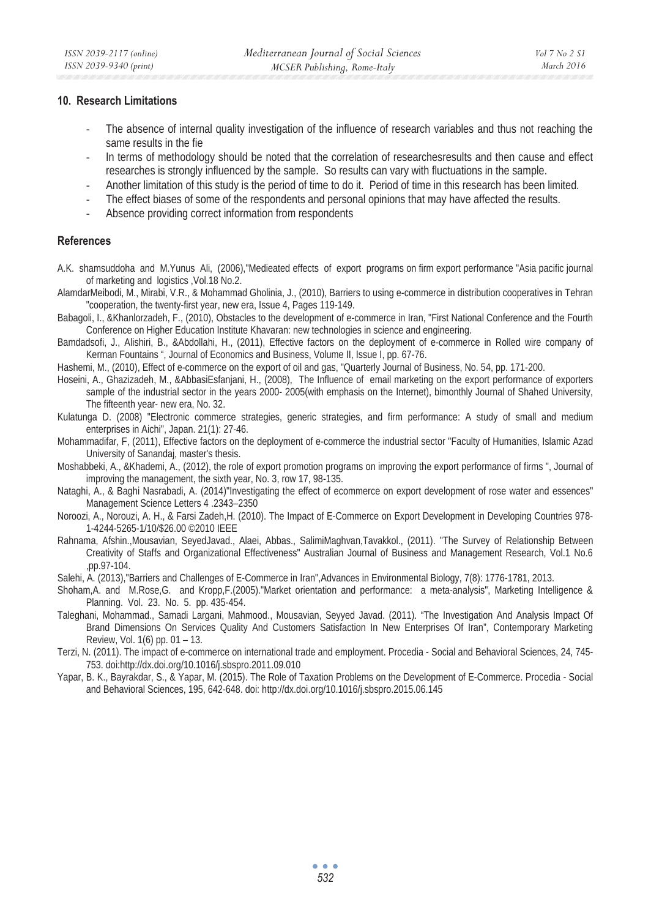## 10. Research Limitations

- The absence of internal quality investigation of the influence of research variables and thus not reaching the same results in the fie
- In terms of methodology should be noted that the correlation of researchesresults and then cause and effect researches is strongly influenced by the sample. So results can vary with fluctuations in the sample.
- Another limitation of this study is the period of time to do it. Period of time in this research has been limited.
- The effect biases of some of the respondents and personal opinions that may have affected the results.
- Absence providing correct information from respondents

## References

A.K. shamsuddoha and M.Yunus Ali, (2006),"Medieated effects of export programs on firm export performance "Asia pacific journal of marketing and logistics ,Vol.18 No.2.

AlamdarMeibodi, M., Mirabi, V.R., & Mohammad Gholinia, J., (2010), Barriers to using e-commerce in distribution cooperatives in Tehran "cooperation, the twenty-first year, new era, Issue 4, Pages 119-149.

Babagoli, I., &Khanlorzadeh, F., (2010), Obstacles to the development of e-commerce in Iran, "First National Conference and the Fourth Conference on Higher Education Institute Khavaran: new technologies in science and engineering.

Bamdadsofi, J., Alishiri, B., &Abdollahi, H., (2011), Effective factors on the deployment of e-commerce in Rolled wire company of Kerman Fountains ", Journal of Economics and Business, Volume II, Issue I, pp. 67-76.

Hashemi, M., (2010), Effect of e-commerce on the export of oil and gas, "Quarterly Journal of Business, No. 54, pp. 171-200.

Hoseini, A., Ghazizadeh, M., &AbbasiEsfanjani, H., (2008), The Influence of email marketing on the export performance of exporters sample of the industrial sector in the years 2000- 2005(with emphasis on the Internet), bimonthly Journal of Shahed University, The fifteenth year- new era, No. 32.

Kulatunga D. (2008) "Electronic commerce strategies, generic strategies, and firm performance: A study of small and medium enterprises in Aichi", Japan. 21(1): 27-46.

Mohammadifar, F, (2011), Effective factors on the deployment of e-commerce the industrial sector "Faculty of Humanities, Islamic Azad University of Sanandaj, master's thesis.

Moshabbeki, A., &Khademi, A., (2012), the role of export promotion programs on improving the export performance of firms ", Journal of improving the management, the sixth year, No. 3, row 17, 98-135.

Nataghi, A., & Baghi Nasrabadi, A. (2014)"Investigating the effect of ecommerce on export development of rose water and essences" Management Science Letters 4 .2343–2350

Noroozi, A., Norouzi, A. H., & Farsi Zadeh,H. (2010). The Impact of E-Commerce on Export Development in Developing Countries 978-1-4244-5265-1/10/$26.00 ©2010 IEEE

Rahnama, Afshin.,Mousavian, SeyedJavad., Alaei, Abbas., SalimiMaghvan,Tavakkol., (2011). "The Survey of Relationship Between Creativity of Staffs and Organizational Effectiveness" Australian Journal of Business and Management Research, Vol.1 No.6 ,pp.97-104.

Salehi, A. (2013),"Barriers and Challenges of E-Commerce in Iran",Advances in Environmental Biology, 7(8): 1776-1781, 2013.

Shoham,A. and M.Rose,G. and Kropp,F.(2005)."Market orientation and performance: a meta-analysis", Marketing Intelligence & Planning. Vol. 23. No. 5. pp. 435-454.

Taleghani, Mohammad., Samadi Largani, Mahmood., Mousavian, Seyyed Javad. (2011). "The Investigation And Analysis Impact Of Brand Dimensions On Services Quality And Customers Satisfaction In New Enterprises Of Iran", Contemporary Marketing Review, Vol. 1(6) pp. 01 – 13.

Terzi, N. (2011). The impact of e-commerce on international trade and employment. Procedia - Social and Behavioral Sciences, 24, 745-753. doi:http://dx.doi.org/10.1016/j.sbspro.2011.09.010

Yapar, B. K., Bayrakdar, S., & Yapar, M. (2015). The Role of Taxation Problems on the Development of E-Commerce. Procedia - Social and Behavioral Sciences, 195, 642-648. doi: http://dx.doi.org/10.1016/j.sbspro.2015.06.145